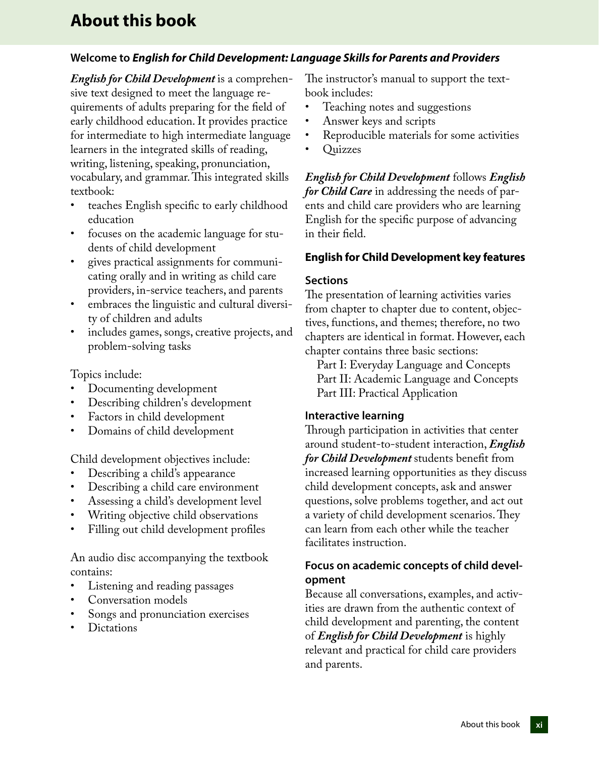# About this book

### Welcome to *English for Child Development: Language Skills for Parents and Providers*

***English for Child Development*** is a comprehensive text designed to meet the language requirements of adults preparing for the field of early childhood education. It provides practice for intermediate to high intermediate language learners in the integrated skills of reading, writing, listening, speaking, pronunciation, vocabulary, and grammar. This integrated skills textbook:

- teaches English specific to early childhood education
- focuses on the academic language for students of child development
- gives practical assignments for communicating orally and in writing as child care providers, in-service teachers, and parents
- embraces the linguistic and cultural diversity of children and adults
- includes games, songs, creative projects, and problem-solving tasks

Topics include:

- Documenting development
- Describing children's development
- Factors in child development
- Domains of child development

Child development objectives include:

- Describing a child's appearance
- Describing a child care environment
- Assessing a child's development level
- Writing objective child observations
- Filling out child development profiles

An audio disc accompanying the textbook contains:

- Listening and reading passages
- Conversation models
- Songs and pronunciation exercises
- Dictations

The instructor's manual to support the textbook includes:

- Teaching notes and suggestions
- Answer keys and scripts
- Reproducible materials for some activities
- Quizzes

***English for Child Development*** follows ***English for Child Care*** in addressing the needs of parents and child care providers who are learning English for the specific purpose of advancing in their field.

### English for Child Development key features

#### Sections

The presentation of learning activities varies from chapter to chapter due to content, objectives, functions, and themes; therefore, no two chapters are identical in format. However, each chapter contains three basic sections:

Part I: Everyday Language and Concepts
Part II: Academic Language and Concepts
Part III: Practical Application

#### Interactive learning

Through participation in activities that center around student-to-student interaction, ***English for Child Development*** students benefit from increased learning opportunities as they discuss child development concepts, ask and answer questions, solve problems together, and act out a variety of child development scenarios. They can learn from each other while the teacher facilitates instruction.

#### Focus on academic concepts of child development

Because all conversations, examples, and activities are drawn from the authentic context of child development and parenting, the content of ***English for Child Development*** is highly relevant and practical for child care providers and parents.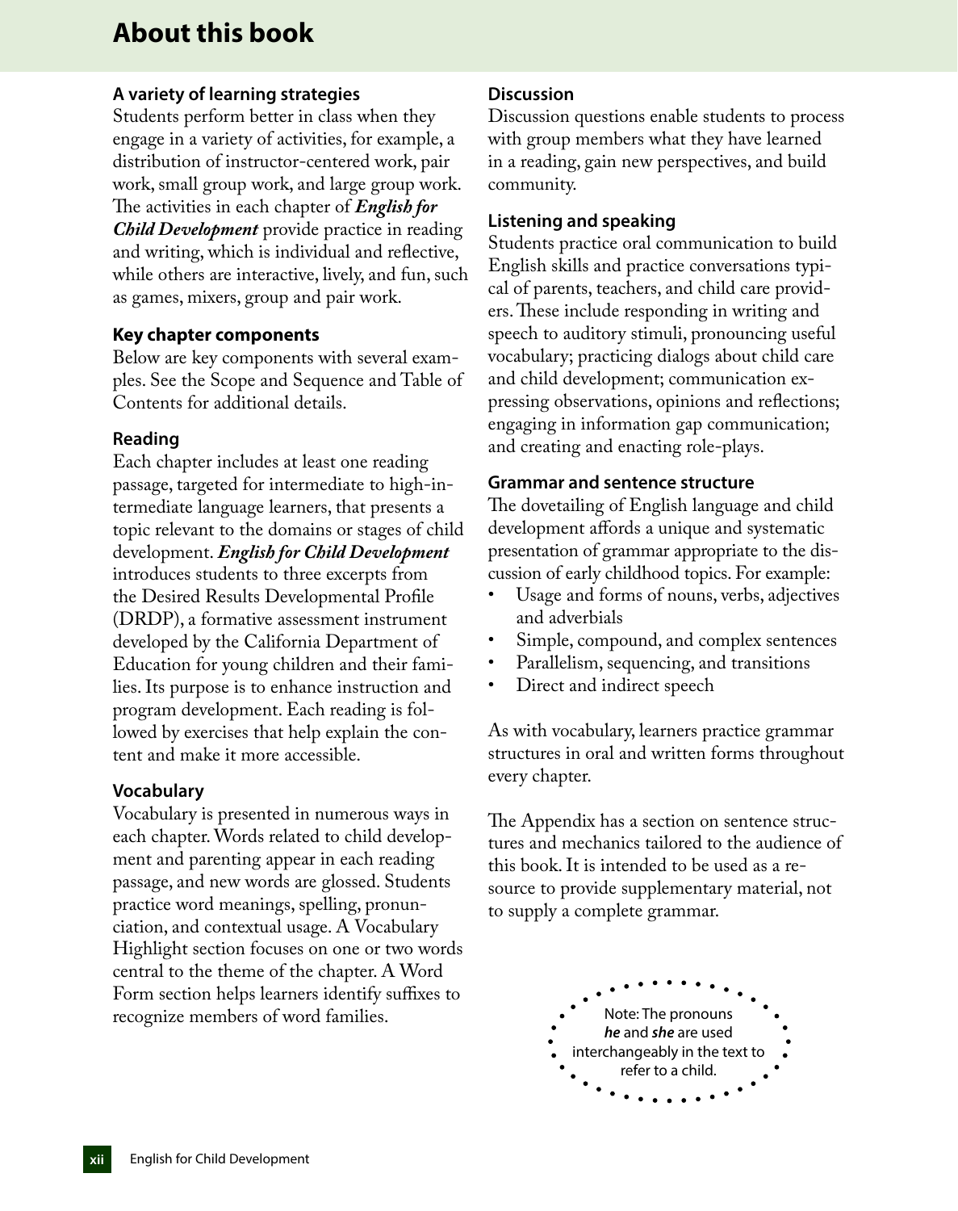# About this book

### A variety of learning strategies

Students perform better in class when they engage in a variety of activities, for example, a distribution of instructor-centered work, pair work, small group work, and large group work. The activities in each chapter of ***English for Child Development*** provide practice in reading and writing, which is individual and reflective, while others are interactive, lively, and fun, such as games, mixers, group and pair work.

### Key chapter components

Below are key components with several examples. See the Scope and Sequence and Table of Contents for additional details.

### Reading

Each chapter includes at least one reading passage, targeted for intermediate to high-intermediate language learners, that presents a topic relevant to the domains or stages of child development. ***English for Child Development*** introduces students to three excerpts from the Desired Results Developmental Profile (DRDP), a formative assessment instrument developed by the California Department of Education for young children and their families. Its purpose is to enhance instruction and program development. Each reading is followed by exercises that help explain the content and make it more accessible.

### Vocabulary

Vocabulary is presented in numerous ways in each chapter. Words related to child development and parenting appear in each reading passage, and new words are glossed. Students practice word meanings, spelling, pronunciation, and contextual usage. A Vocabulary Highlight section focuses on one or two words central to the theme of the chapter. A Word Form section helps learners identify suffixes to recognize members of word families.

### Discussion

Discussion questions enable students to process with group members what they have learned in a reading, gain new perspectives, and build community.

### Listening and speaking

Students practice oral communication to build English skills and practice conversations typical of parents, teachers, and child care providers. These include responding in writing and speech to auditory stimuli, pronouncing useful vocabulary; practicing dialogs about child care and child development; communication expressing observations, opinions and reflections; engaging in information gap communication; and creating and enacting role-plays.

### Grammar and sentence structure

The dovetailing of English language and child development affords a unique and systematic presentation of grammar appropriate to the discussion of early childhood topics. For example:

- Usage and forms of nouns, verbs, adjectives and adverbials
- Simple, compound, and complex sentences
- Parallelism, sequencing, and transitions
- Direct and indirect speech

As with vocabulary, learners practice grammar structures in oral and written forms throughout every chapter.

The Appendix has a section on sentence structures and mechanics tailored to the audience of this book. It is intended to be used as a resource to provide supplementary material, not to supply a complete grammar.

Note: The pronouns ***he*** and ***she*** are used interchangeably in the text to refer to a child.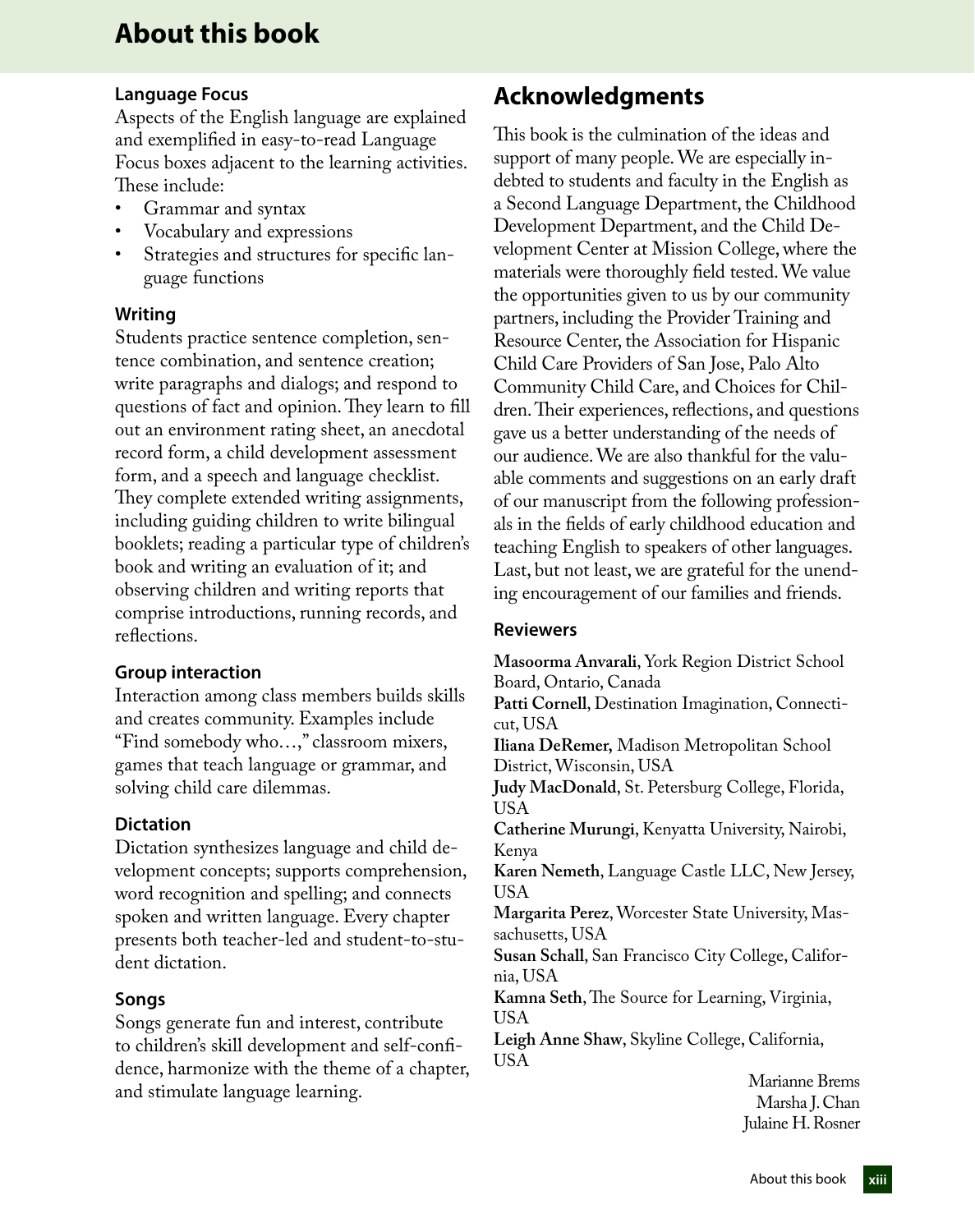# About this book

### Language Focus

Aspects of the English language are explained and exemplified in easy-to-read Language Focus boxes adjacent to the learning activities. These include:

- Grammar and syntax
- Vocabulary and expressions
- Strategies and structures for specific language functions

### Writing

Students practice sentence completion, sentence combination, and sentence creation; write paragraphs and dialogs; and respond to questions of fact and opinion. They learn to fill out an environment rating sheet, an anecdotal record form, a child development assessment form, and a speech and language checklist. They complete extended writing assignments, including guiding children to write bilingual booklets; reading a particular type of children's book and writing an evaluation of it; and observing children and writing reports that comprise introductions, running records, and reflections.

### Group interaction

Interaction among class members builds skills and creates community. Examples include "Find somebody who…," classroom mixers, games that teach language or grammar, and solving child care dilemmas.

### Dictation

Dictation synthesizes language and child development concepts; supports comprehension, word recognition and spelling; and connects spoken and written language. Every chapter presents both teacher-led and student-to-student dictation.

### Songs

Songs generate fun and interest, contribute to children's skill development and self-confidence, harmonize with the theme of a chapter, and stimulate language learning.

## Acknowledgments

This book is the culmination of the ideas and support of many people. We are especially indebted to students and faculty in the English as a Second Language Department, the Childhood Development Department, and the Child Development Center at Mission College, where the materials were thoroughly field tested. We value the opportunities given to us by our community partners, including the Provider Training and Resource Center, the Association for Hispanic Child Care Providers of San Jose, Palo Alto Community Child Care, and Choices for Children. Their experiences, reflections, and questions gave us a better understanding of the needs of our audience. We are also thankful for the valuable comments and suggestions on an early draft of our manuscript from the following professionals in the fields of early childhood education and teaching English to speakers of other languages. Last, but not least, we are grateful for the unending encouragement of our families and friends.

### Reviewers

**Masoorma Anvarali**, York Region District School Board, Ontario, Canada
**Patti Cornell**, Destination Imagination, Connecticut, USA
**Iliana DeRemer**, Madison Metropolitan School District, Wisconsin, USA
**Judy MacDonald**, St. Petersburg College, Florida, USA
**Catherine Murungi**, Kenyatta University, Nairobi, Kenya
**Karen Nemeth**, Language Castle LLC, New Jersey, USA
**Margarita Perez**, Worcester State University, Massachusetts, USA
**Susan Schall**, San Francisco City College, California, USA
**Kamna Seth**, The Source for Learning, Virginia, USA
**Leigh Anne Shaw**, Skyline College, California, USA

Marianne Brems
Marsha J. Chan
Julaine H. Rosner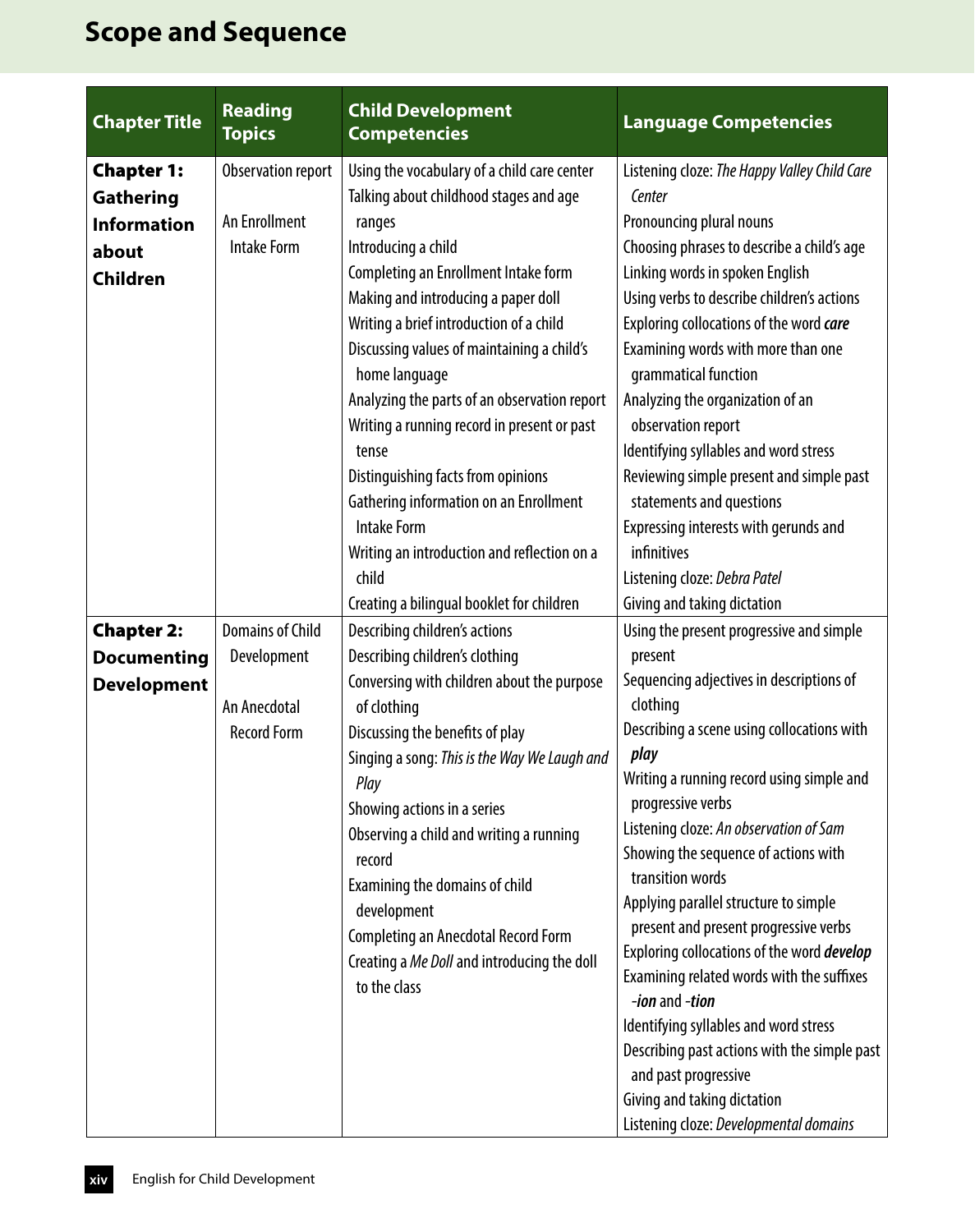# Scope and Sequence

| Chapter Title | Reading Topics | Child Development Competencies | Language Competencies |
| --- | --- | --- | --- |
| **Chapter 1: Gathering Information about Children** | Observation report<br><br>An Enrollment Intake Form | Using the vocabulary of a child care center<br>Talking about childhood stages and age ranges<br>Introducing a child<br>Completing an Enrollment Intake form<br>Making and introducing a paper doll<br>Writing a brief introduction of a child<br>Discussing values of maintaining a child's home language<br>Analyzing the parts of an observation report<br>Writing a running record in present or past tense<br>Distinguishing facts from opinions<br>Gathering information on an Enrollment Intake Form<br>Writing an introduction and reflection on a child<br>Creating a bilingual booklet for children | Listening cloze: *The Happy Valley Child Care Center*<br>Pronouncing plural nouns<br>Choosing phrases to describe a child's age<br>Linking words in spoken English<br>Using verbs to describe children's actions<br>Exploring collocations of the word ***care***<br>Examining words with more than one grammatical function<br>Analyzing the organization of an observation report<br>Identifying syllables and word stress<br>Reviewing simple present and simple past statements and questions<br>Expressing interests with gerunds and infinitives<br>Listening cloze: *Debra Patel*<br>Giving and taking dictation |
| **Chapter 2: Documenting Development** | Domains of Child Development<br><br>An Anecdotal Record Form | Describing children's actions<br>Describing children's clothing<br>Conversing with children about the purpose of clothing<br>Discussing the benefits of play<br>Singing a song: *This is the Way We Laugh and Play*<br>Showing actions in a series<br>Observing a child and writing a running record<br>Examining the domains of child development<br>Completing an Anecdotal Record Form<br>Creating a *Me Doll* and introducing the doll to the class | Using the present progressive and simple present<br>Sequencing adjectives in descriptions of clothing<br>Describing a scene using collocations with ***play***<br>Writing a running record using simple and progressive verbs<br>Listening cloze: *An observation of Sam*<br>Showing the sequence of actions with transition words<br>Applying parallel structure to simple present and present progressive verbs<br>Exploring collocations of the word ***develop***<br>Examining related words with the suffixes -***ion*** and -***tion***<br>Identifying syllables and word stress<br>Describing past actions with the simple past and past progressive<br>Giving and taking dictation<br>Listening cloze: *Developmental domains* |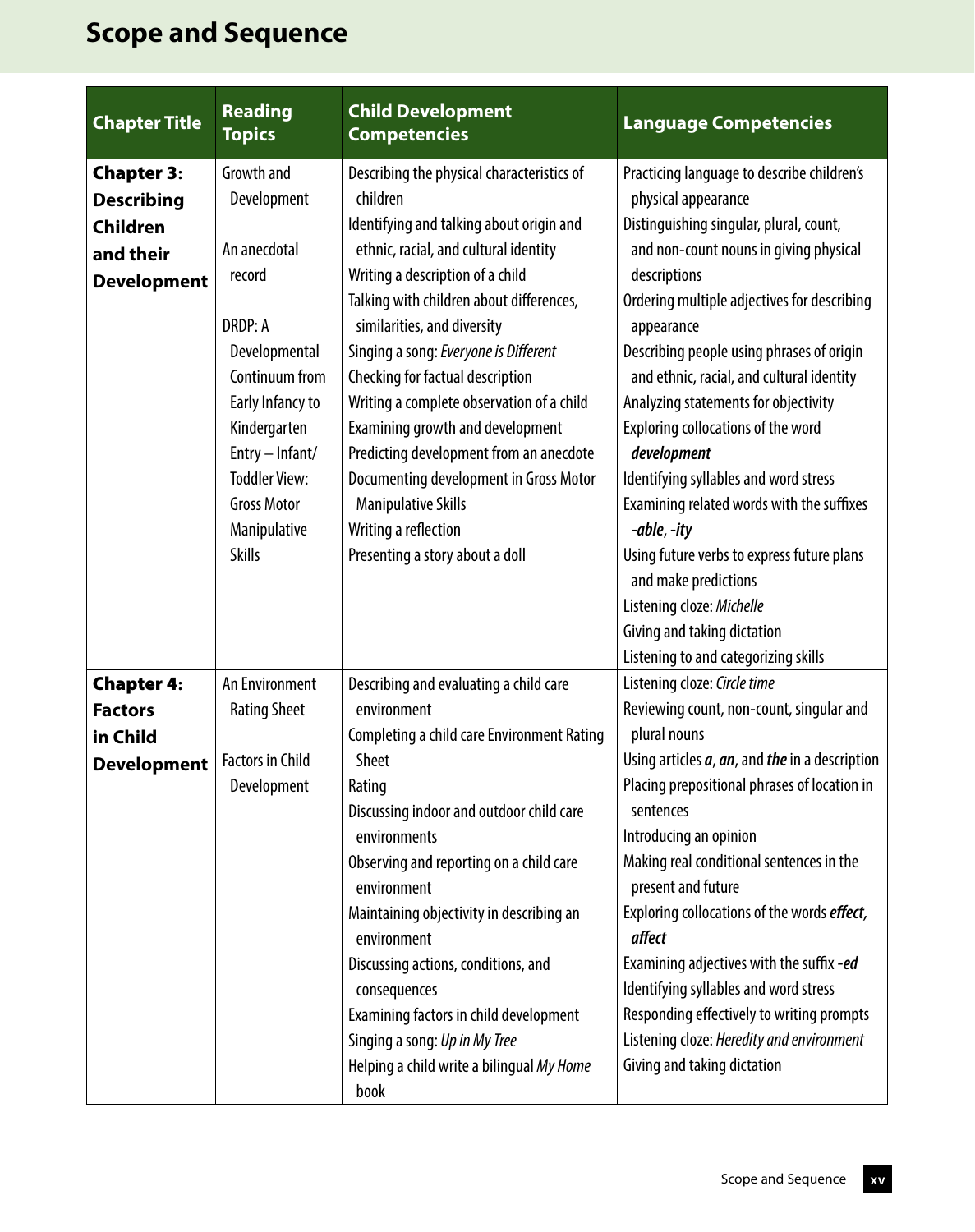# Scope and Sequence

| Chapter Title | Reading Topics | Child Development Competencies | Language Competencies |
|---|---|---|---|
| **Chapter 3: Describing Children and their Development** | Growth and Development<br><br>An anecdotal record<br><br>DRDP: A Developmental Continuum from Early Infancy to Kindergarten Entry – Infant/Toddler View: Gross Motor Manipulative Skills | Describing the physical characteristics of children<br>Identifying and talking about origin and ethnic, racial, and cultural identity<br>Writing a description of a child<br>Talking with children about differences, similarities, and diversity<br>Singing a song: *Everyone is Different*<br>Checking for factual description<br>Writing a complete observation of a child<br>Examining growth and development<br>Predicting development from an anecdote<br>Documenting development in Gross Motor Manipulative Skills<br>Writing a reflection<br>Presenting a story about a doll | Practicing language to describe children's physical appearance<br>Distinguishing singular, plural, count, and non-count nouns in giving physical descriptions<br>Ordering multiple adjectives for describing appearance<br>Describing people using phrases of origin and ethnic, racial, and cultural identity<br>Analyzing statements for objectivity<br>Exploring collocations of the word ***development***<br>Identifying syllables and word stress<br>Examining related words with the suffixes -***able***, -***ity***<br>Using future verbs to express future plans and make predictions<br>Listening cloze: *Michelle*<br>Giving and taking dictation<br>Listening to and categorizing skills |
| **Chapter 4: Factors in Child Development** | An Environment Rating Sheet<br><br>Factors in Child Development | Describing and evaluating a child care environment<br>Completing a child care Environment Rating Sheet<br>Rating<br>Discussing indoor and outdoor child care environments<br>Observing and reporting on a child care environment<br>Maintaining objectivity in describing an environment<br>Discussing actions, conditions, and consequences<br>Examining factors in child development<br>Singing a song: *Up in My Tree*<br>Helping a child write a bilingual *My Home* book | Listening cloze: *Circle time*<br>Reviewing count, non-count, singular and plural nouns<br>Using articles ***a***, ***an***, and ***the*** in a description<br>Placing prepositional phrases of location in sentences<br>Introducing an opinion<br>Making real conditional sentences in the present and future<br>Exploring collocations of the words ***effect, affect***<br>Examining adjectives with the suffix -***ed***<br>Identifying syllables and word stress<br>Responding effectively to writing prompts<br>Listening cloze: *Heredity and environment*<br>Giving and taking dictation |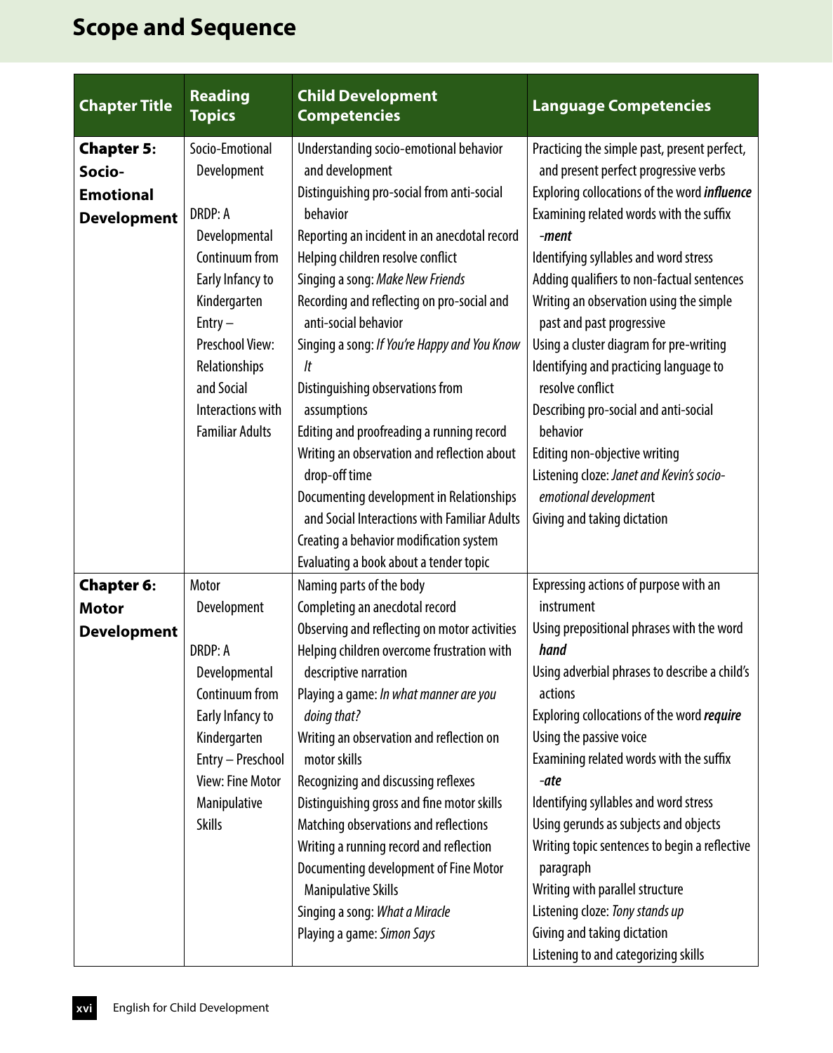## Scope and Sequence

| Chapter Title | Reading Topics | Child Development Competencies | Language Competencies |
|---|---|---|---|
| **Chapter 5: Socio-Emotional Development** | Socio-Emotional Development<br><br>DRDP: A Developmental Continuum from Early Infancy to Kindergarten Entry – Preschool View: Relationships and Social Interactions with Familiar Adults | Understanding socio-emotional behavior and development<br>Distinguishing pro-social from anti-social behavior<br>Reporting an incident in an anecdotal record<br>Helping children resolve conflict<br>Singing a song: *Make New Friends*<br>Recording and reflecting on pro-social and anti-social behavior<br>Singing a song: *If You're Happy and You Know It*<br>Distinguishing observations from assumptions<br>Editing and proofreading a running record<br>Writing an observation and reflection about drop-off time<br>Documenting development in Relationships and Social Interactions with Familiar Adults<br>Creating a behavior modification system<br>Evaluating a book about a tender topic | Practicing the simple past, present perfect, and present perfect progressive verbs<br>Exploring collocations of the word ***influence***<br>Examining related words with the suffix ***-ment***<br>Identifying syllables and word stress<br>Adding qualifiers to non-factual sentences<br>Writing an observation using the simple past and past progressive<br>Using a cluster diagram for pre-writing<br>Identifying and practicing language to resolve conflict<br>Describing pro-social and anti-social behavior<br>Editing non-objective writing<br>Listening cloze: *Janet and Kevin's socio-emotional development*<br>Giving and taking dictation |
| **Chapter 6: Motor Development** | Motor Development<br><br>DRDP: A Developmental Continuum from Early Infancy to Kindergarten Entry – Preschool View: Fine Motor Manipulative Skills | Naming parts of the body<br>Completing an anecdotal record<br>Observing and reflecting on motor activities<br>Helping children overcome frustration with descriptive narration<br>Playing a game: *In what manner are you doing that?*<br>Writing an observation and reflection on motor skills<br>Recognizing and discussing reflexes<br>Distinguishing gross and fine motor skills<br>Matching observations and reflections<br>Writing a running record and reflection<br>Documenting development of Fine Motor Manipulative Skills<br>Singing a song: *What a Miracle*<br>Playing a game: *Simon Says* | Expressing actions of purpose with an instrument<br>Using prepositional phrases with the word ***hand***<br>Using adverbial phrases to describe a child's actions<br>Exploring collocations of the word ***require***<br>Using the passive voice<br>Examining related words with the suffix ***-ate***<br>Identifying syllables and word stress<br>Using gerunds as subjects and objects<br>Writing topic sentences to begin a reflective paragraph<br>Writing with parallel structure<br>Listening cloze: *Tony stands up*<br>Giving and taking dictation<br>Listening to and categorizing skills |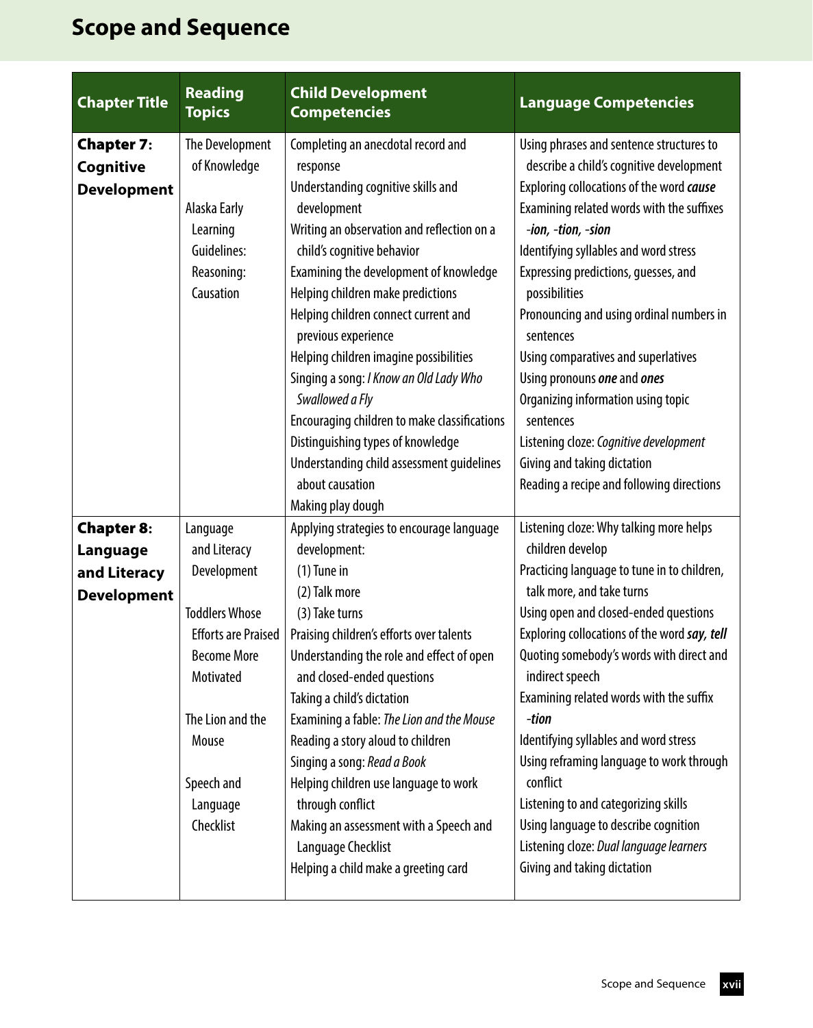# Scope and Sequence

| Chapter Title | Reading Topics | Child Development Competencies | Language Competencies |
|---|---|---|---|
| **Chapter 7: Cognitive Development** | The Development of Knowledge<br><br>Alaska Early Learning Guidelines: Reasoning: Causation | Completing an anecdotal record and response<br>Understanding cognitive skills and development<br>Writing an observation and reflection on a child's cognitive behavior<br>Examining the development of knowledge<br>Helping children make predictions<br>Helping children connect current and previous experience<br>Helping children imagine possibilities<br>Singing a song: *I Know an Old Lady Who Swallowed a Fly*<br>Encouraging children to make classifications<br>Distinguishing types of knowledge<br>Understanding child assessment guidelines about causation<br>Making play dough | Using phrases and sentence structures to describe a child's cognitive development<br>Exploring collocations of the word ***cause***<br>Examining related words with the suffixes ***-ion, -tion, -sion***<br>Identifying syllables and word stress<br>Expressing predictions, guesses, and possibilities<br>Pronouncing and using ordinal numbers in sentences<br>Using comparatives and superlatives<br>Using pronouns ***one*** and ***ones***<br>Organizing information using topic sentences<br>Listening cloze: *Cognitive development*<br>Giving and taking dictation<br>Reading a recipe and following directions |
| **Chapter 8: Language and Literacy Development** | Language and Literacy Development<br><br>Toddlers Whose Efforts are Praised Become More Motivated<br><br>The Lion and the Mouse<br><br>Speech and Language Checklist | Applying strategies to encourage language development:<br>(1) Tune in<br>(2) Talk more<br>(3) Take turns<br>Praising children's efforts over talents<br>Understanding the role and effect of open and closed-ended questions<br>Taking a child's dictation<br>Examining a fable: *The Lion and the Mouse*<br>Reading a story aloud to children<br>Singing a song: *Read a Book*<br>Helping children use language to work through conflict<br>Making an assessment with a Speech and Language Checklist<br>Helping a child make a greeting card | Listening cloze: Why talking more helps children develop<br>Practicing language to tune in to children, talk more, and take turns<br>Using open and closed-ended questions<br>Exploring collocations of the word ***say, tell***<br>Quoting somebody's words with direct and indirect speech<br>Examining related words with the suffix ***-tion***<br>Identifying syllables and word stress<br>Using reframing language to work through conflict<br>Listening to and categorizing skills<br>Using language to describe cognition<br>Listening cloze: *Dual language learners*<br>Giving and taking dictation |